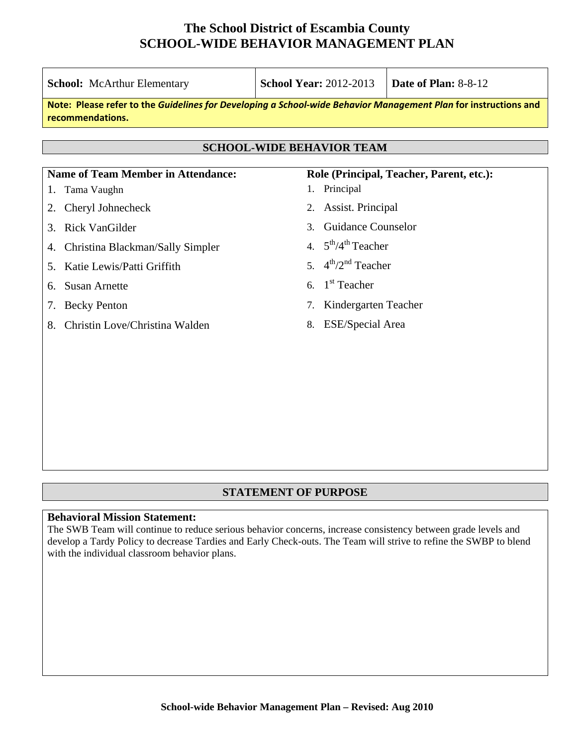# The School District of Escambia County
# SCHOOL-WIDE BEHAVIOR MANAGEMENT PLAN

| **School:** McArthur Elementary | **School Year:** 2012-2013 | **Date of Plan:** 8-8-12 |
|---|---|---|

**Note: Please refer to the *Guidelines for Developing a School-wide Behavior Management Plan* for instructions and recommendations.**

## SCHOOL-WIDE BEHAVIOR TEAM

| Name of Team Member in Attendance: | Role (Principal, Teacher, Parent, etc.): |
|---|---|
| 1. Tama Vaughn | 1. Principal |
| 2. Cheryl Johnecheck | 2. Assist. Principal |
| 3. Rick VanGilder | 3. Guidance Counselor |
| 4. Christina Blackman/Sally Simpler | 4. 5th/4th Teacher |
| 5. Katie Lewis/Patti Griffith | 5. 4th/2nd Teacher |
| 6. Susan Arnette | 6. 1st Teacher |
| 7. Becky Penton | 7. Kindergarten Teacher |
| 8. Christin Love/Christina Walden | 8. ESE/Special Area |

## STATEMENT OF PURPOSE

**Behavioral Mission Statement:**
The SWB Team will continue to reduce serious behavior concerns, increase consistency between grade levels and develop a Tardy Policy to decrease Tardies and Early Check-outs. The Team will strive to refine the SWBP to blend with the individual classroom behavior plans.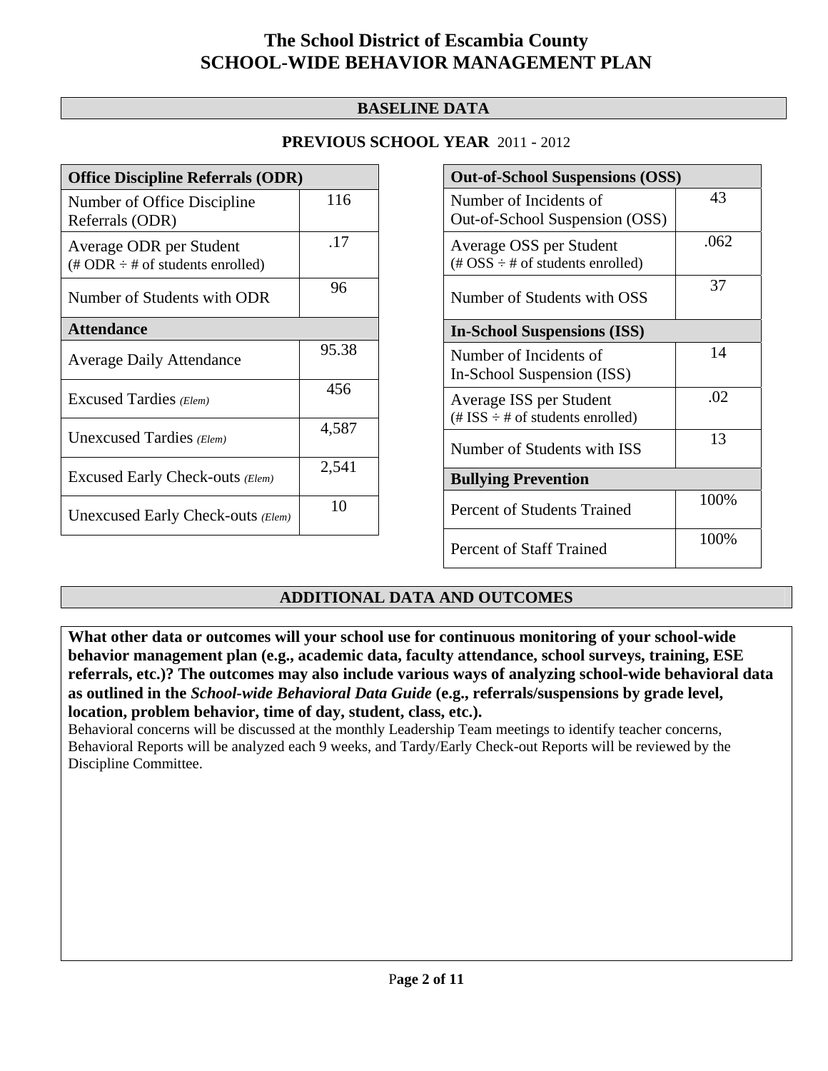# The School District of Escambia County
# SCHOOL-WIDE BEHAVIOR MANAGEMENT PLAN

## BASELINE DATA

**PREVIOUS SCHOOL YEAR** 2011 - 2012

| Office Discipline Referrals (ODR) | |
|---|---|
| Number of Office Discipline Referrals (ODR) | 116 |
| Average ODR per Student (# ODR ÷ # of students enrolled) | .17 |
| Number of Students with ODR | 96 |
| **Attendance** | |
| Average Daily Attendance | 95.38 |
| Excused Tardies *(Elem)* | 456 |
| Unexcused Tardies *(Elem)* | 4,587 |
| Excused Early Check-outs *(Elem)* | 2,541 |
| Unexcused Early Check-outs *(Elem)* | 10 |

| Out-of-School Suspensions (OSS) | |
|---|---|
| Number of Incidents of Out-of-School Suspension (OSS) | 43 |
| Average OSS per Student (# OSS ÷ # of students enrolled) | .062 |
| Number of Students with OSS | 37 |
| **In-School Suspensions (ISS)** | |
| Number of Incidents of In-School Suspension (ISS) | 14 |
| Average ISS per Student (# ISS ÷ # of students enrolled) | .02 |
| Number of Students with ISS | 13 |
| **Bullying Prevention** | |
| Percent of Students Trained | 100% |
| Percent of Staff Trained | 100% |

## ADDITIONAL DATA AND OUTCOMES

**What other data or outcomes will your school use for continuous monitoring of your school-wide behavior management plan (e.g., academic data, faculty attendance, school surveys, training, ESE referrals, etc.)? The outcomes may also include various ways of analyzing school-wide behavioral data as outlined in the *School-wide Behavioral Data Guide* (e.g., referrals/suspensions by grade level, location, problem behavior, time of day, student, class, etc.).**

Behavioral concerns will be discussed at the monthly Leadership Team meetings to identify teacher concerns, Behavioral Reports will be analyzed each 9 weeks, and Tardy/Early Check-out Reports will be reviewed by the Discipline Committee.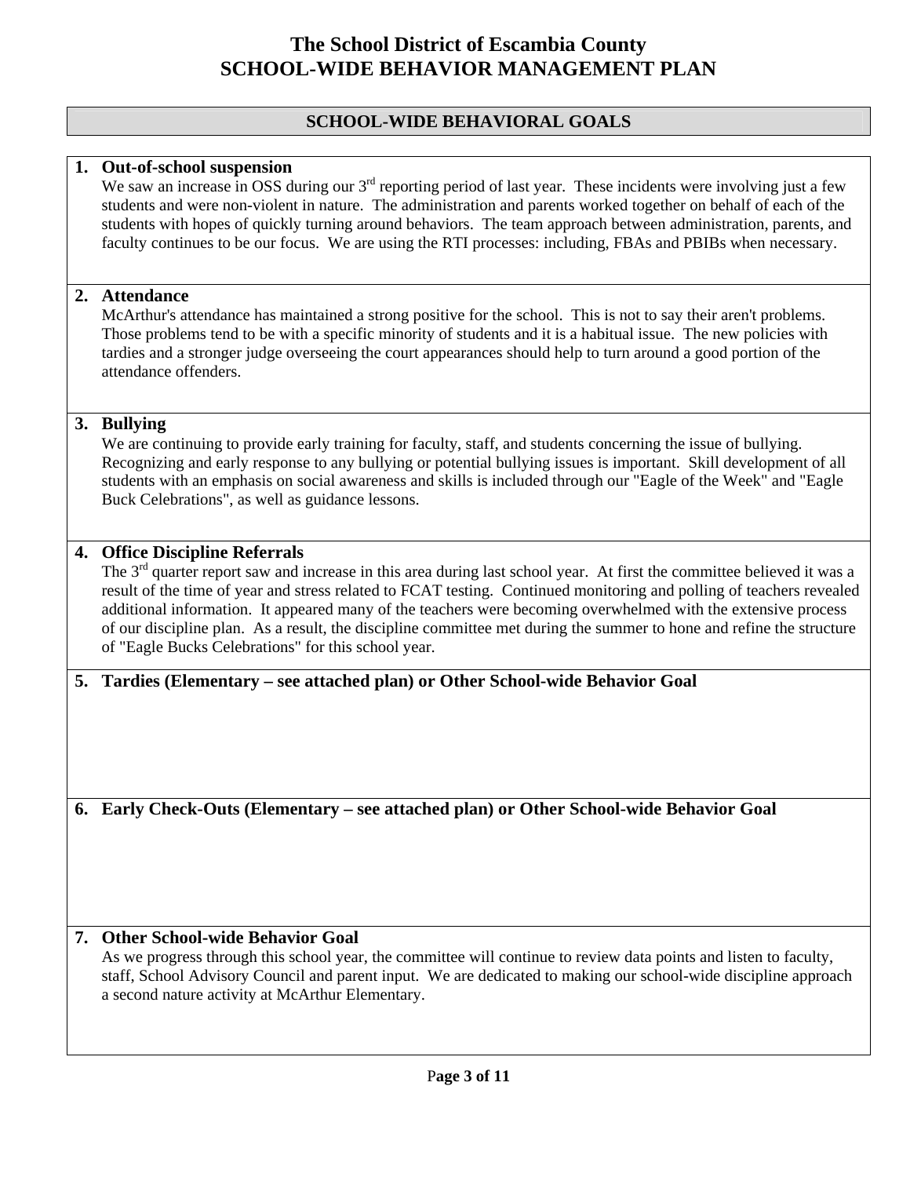# The School District of Escambia County
# SCHOOL-WIDE BEHAVIOR MANAGEMENT PLAN

## SCHOOL-WIDE BEHAVIORAL GOALS

**1. Out-of-school suspension**

We saw an increase in OSS during our 3rd reporting period of last year. These incidents were involving just a few students and were non-violent in nature. The administration and parents worked together on behalf of each of the students with hopes of quickly turning around behaviors. The team approach between administration, parents, and faculty continues to be our focus. We are using the RTI processes: including, FBAs and PBIBs when necessary.

**2. Attendance**

McArthur's attendance has maintained a strong positive for the school. This is not to say their aren't problems. Those problems tend to be with a specific minority of students and it is a habitual issue. The new policies with tardies and a stronger judge overseeing the court appearances should help to turn around a good portion of the attendance offenders.

**3. Bullying**

We are continuing to provide early training for faculty, staff, and students concerning the issue of bullying. Recognizing and early response to any bullying or potential bullying issues is important. Skill development of all students with an emphasis on social awareness and skills is included through our "Eagle of the Week" and "Eagle Buck Celebrations", as well as guidance lessons.

**4. Office Discipline Referrals**

The 3rd quarter report saw and increase in this area during last school year. At first the committee believed it was a result of the time of year and stress related to FCAT testing. Continued monitoring and polling of teachers revealed additional information. It appeared many of the teachers were becoming overwhelmed with the extensive process of our discipline plan. As a result, the discipline committee met during the summer to hone and refine the structure of "Eagle Bucks Celebrations" for this school year.

**5. Tardies (Elementary – see attached plan) or Other School-wide Behavior Goal**

**6. Early Check-Outs (Elementary – see attached plan) or Other School-wide Behavior Goal**

**7. Other School-wide Behavior Goal**

As we progress through this school year, the committee will continue to review data points and listen to faculty, staff, School Advisory Council and parent input. We are dedicated to making our school-wide discipline approach a second nature activity at McArthur Elementary.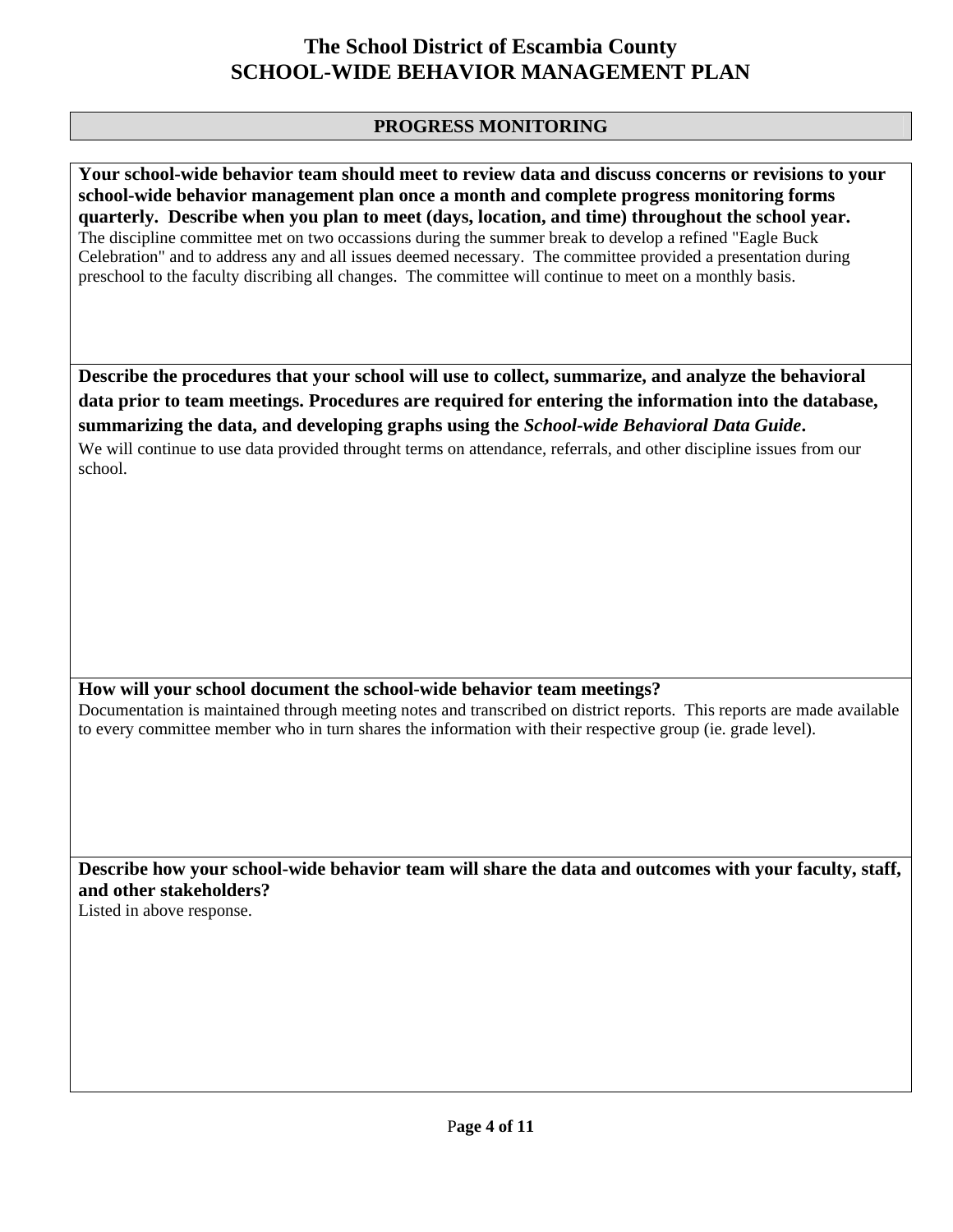# The School District of Escambia County
# SCHOOL-WIDE BEHAVIOR MANAGEMENT PLAN

## PROGRESS MONITORING

**Your school-wide behavior team should meet to review data and discuss concerns or revisions to your school-wide behavior management plan once a month and complete progress monitoring forms quarterly. Describe when you plan to meet (days, location, and time) throughout the school year.**

The discipline committee met on two occassions during the summer break to develop a refined "Eagle Buck Celebration" and to address any and all issues deemed necessary. The committee provided a presentation during preschool to the faculty discribing all changes. The committee will continue to meet on a monthly basis.

**Describe the procedures that your school will use to collect, summarize, and analyze the behavioral data prior to team meetings. Procedures are required for entering the information into the database, summarizing the data, and developing graphs using the *School-wide Behavioral Data Guide*.**

We will continue to use data provided throught terms on attendance, referrals, and other discipline issues from our school.

**How will your school document the school-wide behavior team meetings?**

Documentation is maintained through meeting notes and transcribed on district reports. This reports are made available to every committee member who in turn shares the information with their respective group (ie. grade level).

**Describe how your school-wide behavior team will share the data and outcomes with your faculty, staff, and other stakeholders?**

Listed in above response.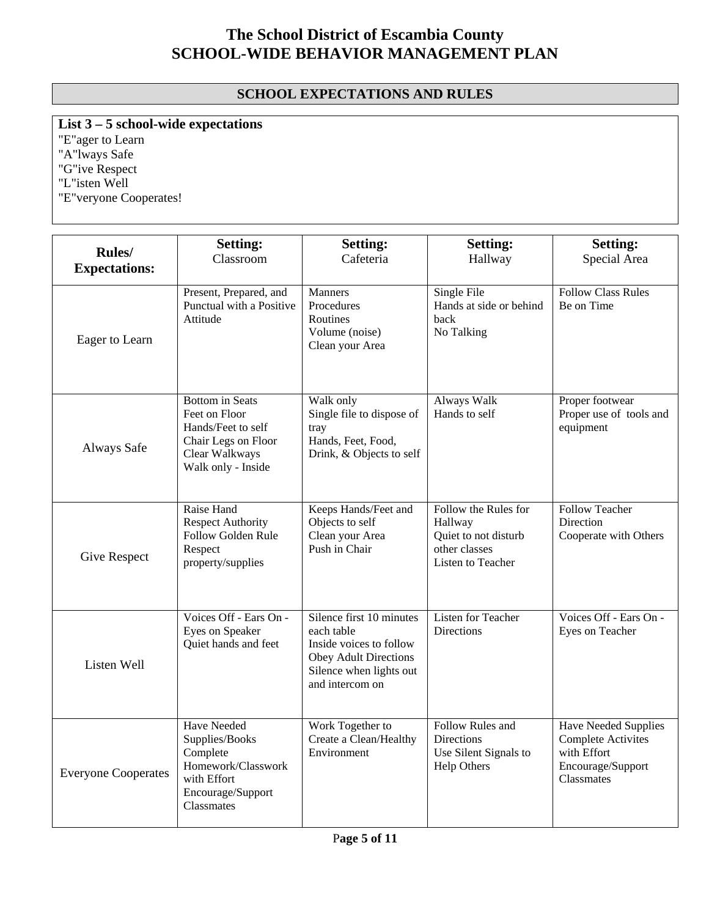# The School District of Escambia County
# SCHOOL-WIDE BEHAVIOR MANAGEMENT PLAN

## SCHOOL EXPECTATIONS AND RULES

**List 3 – 5 school-wide expectations**

"E"ager to Learn
"A"lways Safe
"G"ive Respect
"L"isten Well
"E"veryone Cooperates!

| Rules/ Expectations: | Setting: Classroom | Setting: Cafeteria | Setting: Hallway | Setting: Special Area |
|---|---|---|---|---|
| Eager to Learn | Present, Prepared, and Punctual with a Positive Attitude | Manners<br>Procedures<br>Routines<br>Volume (noise)<br>Clean your Area | Single File<br>Hands at side or behind back<br>No Talking | Follow Class Rules<br>Be on Time |
| Always Safe | Bottom in Seats<br>Feet on Floor<br>Hands/Feet to self<br>Chair Legs on Floor<br>Clear Walkways<br>Walk only - Inside | Walk only<br>Single file to dispose of tray<br>Hands, Feet, Food, Drink, & Objects to self | Always Walk<br>Hands to self | Proper footwear<br>Proper use of tools and equipment |
| Give Respect | Raise Hand<br>Respect Authority<br>Follow Golden Rule<br>Respect property/supplies | Keeps Hands/Feet and Objects to self<br>Clean your Area<br>Push in Chair | Follow the Rules for Hallway<br>Quiet to not disturb other classes<br>Listen to Teacher | Follow Teacher Direction<br>Cooperate with Others |
| Listen Well | Voices Off - Ears On - Eyes on Speaker<br>Quiet hands and feet | Silence first 10 minutes each table<br>Inside voices to follow<br>Obey Adult Directions<br>Silence when lights out and intercom on | Listen for Teacher Directions | Voices Off - Ears On - Eyes on Teacher |
| Everyone Cooperates | Have Needed Supplies/Books<br>Complete Homework/Classwork with Effort<br>Encourage/Support Classmates | Work Together to Create a Clean/Healthy Environment | Follow Rules and Directions<br>Use Silent Signals to Help Others | Have Needed Supplies<br>Complete Activites with Effort<br>Encourage/Support Classmates |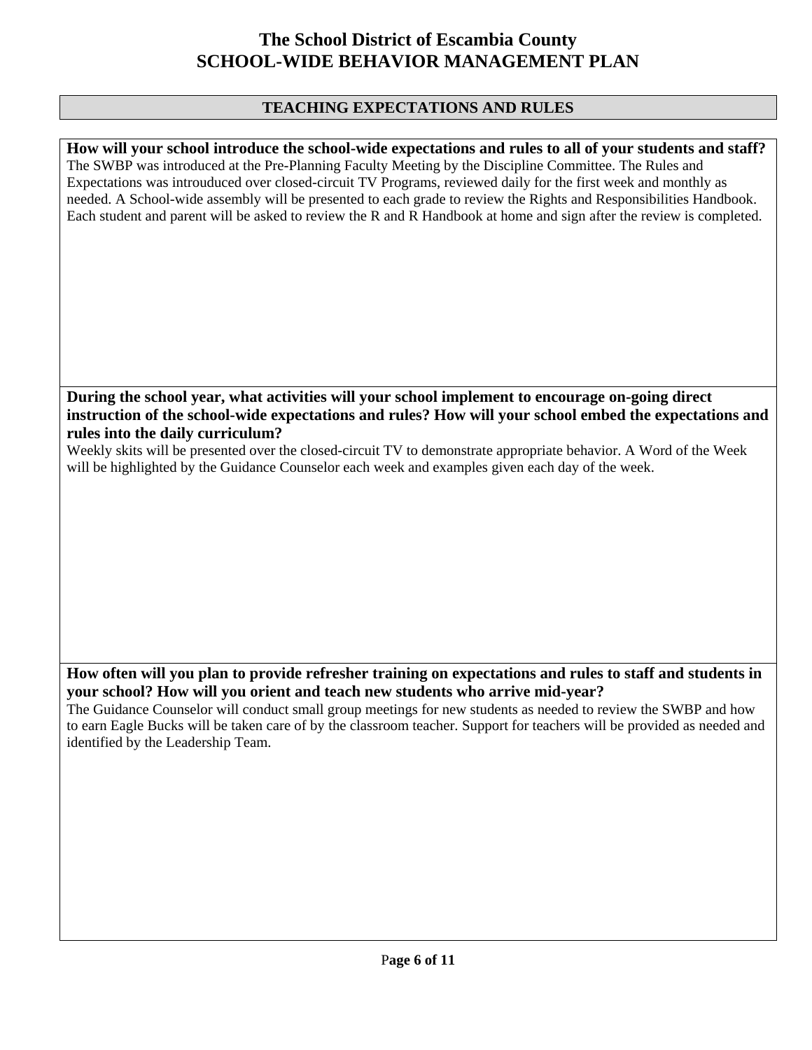# The School District of Escambia County
# SCHOOL-WIDE BEHAVIOR MANAGEMENT PLAN

## TEACHING EXPECTATIONS AND RULES

**How will your school introduce the school-wide expectations and rules to all of your students and staff?**

The SWBP was introduced at the Pre-Planning Faculty Meeting by the Discipline Committee. The Rules and Expectations was introuduced over closed-circuit TV Programs, reviewed daily for the first week and monthly as needed. A School-wide assembly will be presented to each grade to review the Rights and Responsibilities Handbook. Each student and parent will be asked to review the R and R Handbook at home and sign after the review is completed.

**During the school year, what activities will your school implement to encourage on-going direct instruction of the school-wide expectations and rules? How will your school embed the expectations and rules into the daily curriculum?**

Weekly skits will be presented over the closed-circuit TV to demonstrate appropriate behavior. A Word of the Week will be highlighted by the Guidance Counselor each week and examples given each day of the week.

**How often will you plan to provide refresher training on expectations and rules to staff and students in your school? How will you orient and teach new students who arrive mid-year?**

The Guidance Counselor will conduct small group meetings for new students as needed to review the SWBP and how to earn Eagle Bucks will be taken care of by the classroom teacher. Support for teachers will be provided as needed and identified by the Leadership Team.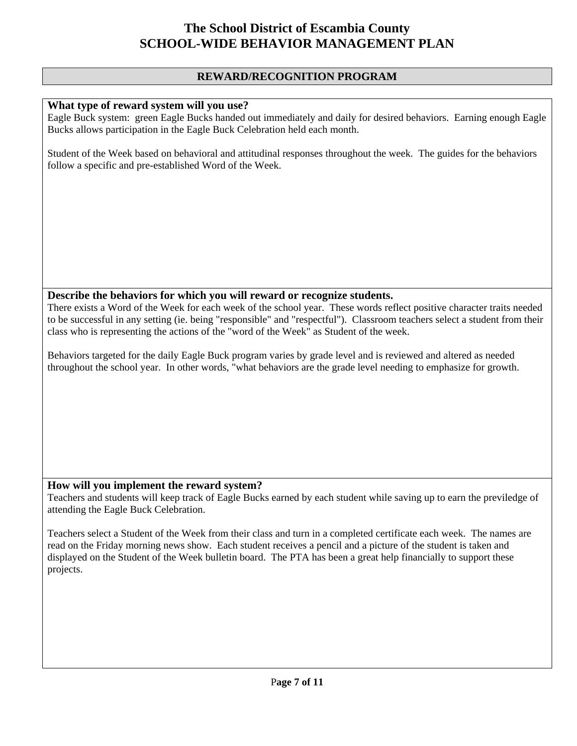# The School District of Escambia County
# SCHOOL-WIDE BEHAVIOR MANAGEMENT PLAN

## REWARD/RECOGNITION PROGRAM

### What type of reward system will you use?

Eagle Buck system: green Eagle Bucks handed out immediately and daily for desired behaviors. Earning enough Eagle Bucks allows participation in the Eagle Buck Celebration held each month.

Student of the Week based on behavioral and attitudinal responses throughout the week. The guides for the behaviors follow a specific and pre-established Word of the Week.

### Describe the behaviors for which you will reward or recognize students.

There exists a Word of the Week for each week of the school year. These words reflect positive character traits needed to be successful in any setting (ie. being "responsible" and "respectful"). Classroom teachers select a student from their class who is representing the actions of the "word of the Week" as Student of the week.

Behaviors targeted for the daily Eagle Buck program varies by grade level and is reviewed and altered as needed throughout the school year. In other words, "what behaviors are the grade level needing to emphasize for growth.

### How will you implement the reward system?

Teachers and students will keep track of Eagle Bucks earned by each student while saving up to earn the previledge of attending the Eagle Buck Celebration.

Teachers select a Student of the Week from their class and turn in a completed certificate each week. The names are read on the Friday morning news show. Each student receives a pencil and a picture of the student is taken and displayed on the Student of the Week bulletin board. The PTA has been a great help financially to support these projects.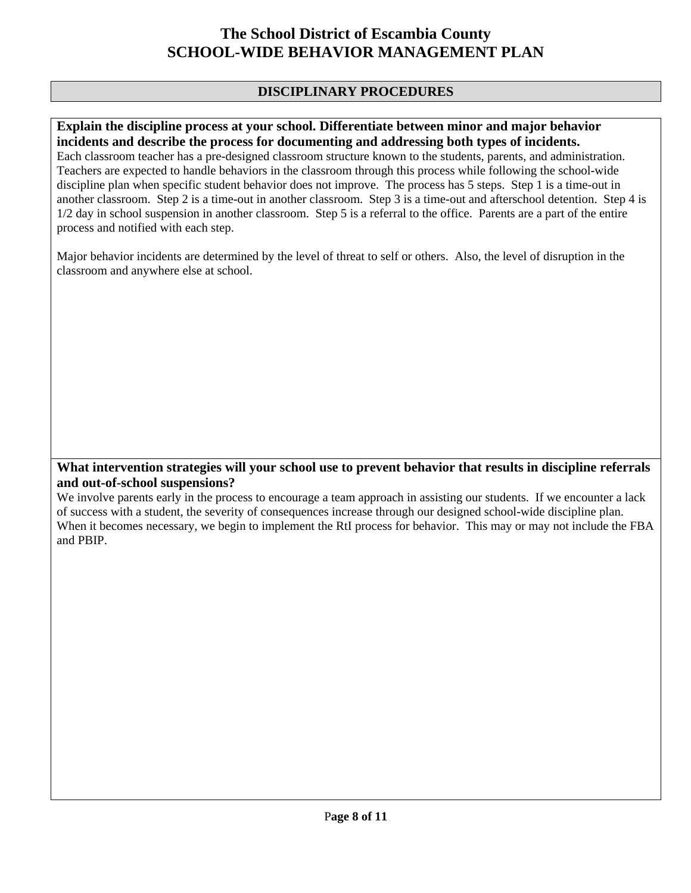# The School District of Escambia County
# SCHOOL-WIDE BEHAVIOR MANAGEMENT PLAN

## DISCIPLINARY PROCEDURES

**Explain the discipline process at your school. Differentiate between minor and major behavior incidents and describe the process for documenting and addressing both types of incidents.**

Each classroom teacher has a pre-designed classroom structure known to the students, parents, and administration. Teachers are expected to handle behaviors in the classroom through this process while following the school-wide discipline plan when specific student behavior does not improve. The process has 5 steps. Step 1 is a time-out in another classroom. Step 2 is a time-out in another classroom. Step 3 is a time-out and afterschool detention. Step 4 is 1/2 day in school suspension in another classroom. Step 5 is a referral to the office. Parents are a part of the entire process and notified with each step.

Major behavior incidents are determined by the level of threat to self or others. Also, the level of disruption in the classroom and anywhere else at school.

**What intervention strategies will your school use to prevent behavior that results in discipline referrals and out-of-school suspensions?**

We involve parents early in the process to encourage a team approach in assisting our students. If we encounter a lack of success with a student, the severity of consequences increase through our designed school-wide discipline plan. When it becomes necessary, we begin to implement the RtI process for behavior. This may or may not include the FBA and PBIP.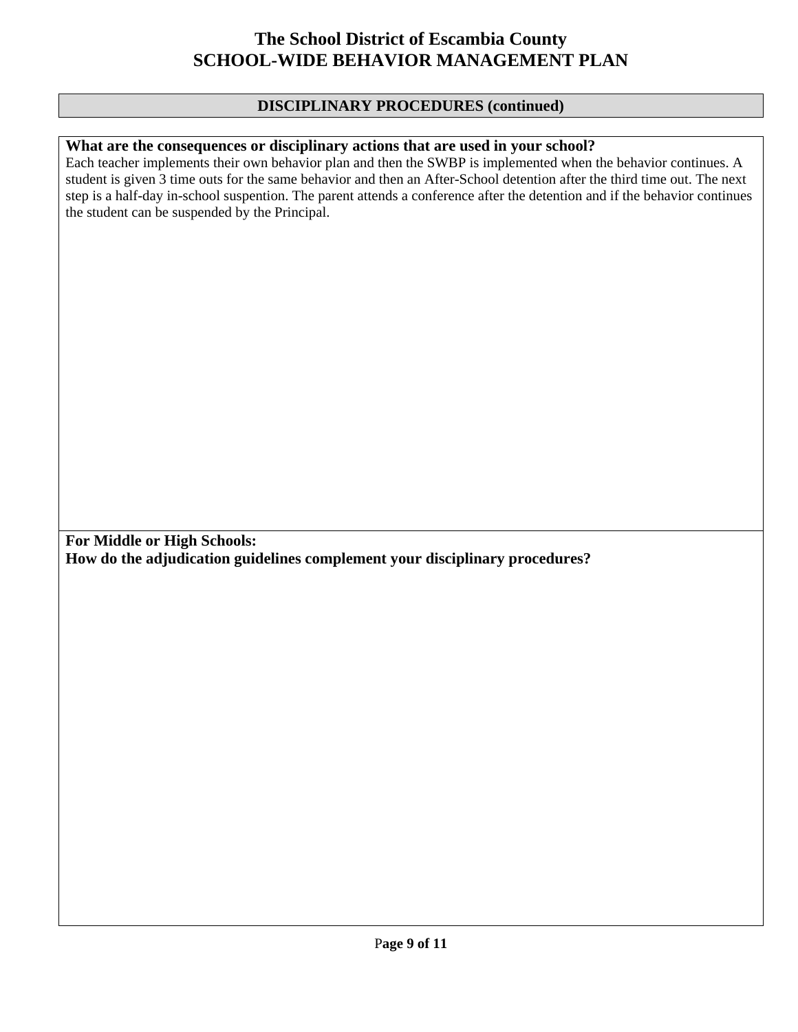# The School District of Escambia County
# SCHOOL-WIDE BEHAVIOR MANAGEMENT PLAN

## DISCIPLINARY PROCEDURES (continued)

**What are the consequences or disciplinary actions that are used in your school?**

Each teacher implements their own behavior plan and then the SWBP is implemented when the behavior continues. A student is given 3 time outs for the same behavior and then an After-School detention after the third time out. The next step is a half-day in-school suspention. The parent attends a conference after the detention and if the behavior continues the student can be suspended by the Principal.

**For Middle or High Schools:**
**How do the adjudication guidelines complement your disciplinary procedures?**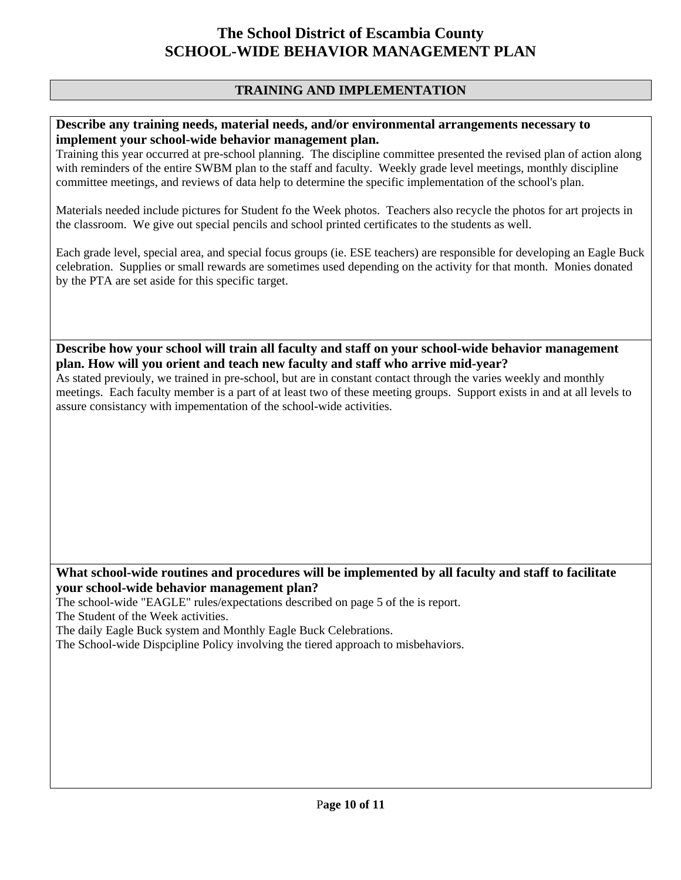# The School District of Escambia County
# SCHOOL-WIDE BEHAVIOR MANAGEMENT PLAN

## TRAINING AND IMPLEMENTATION

**Describe any training needs, material needs, and/or environmental arrangements necessary to implement your school-wide behavior management plan.**

Training this year occurred at pre-school planning. The discipline committee presented the revised plan of action along with reminders of the entire SWBM plan to the staff and faculty. Weekly grade level meetings, monthly discipline committee meetings, and reviews of data help to determine the specific implementation of the school's plan.

Materials needed include pictures for Student fo the Week photos. Teachers also recycle the photos for art projects in the classroom. We give out special pencils and school printed certificates to the students as well.

Each grade level, special area, and special focus groups (ie. ESE teachers) are responsible for developing an Eagle Buck celebration. Supplies or small rewards are sometimes used depending on the activity for that month. Monies donated by the PTA are set aside for this specific target.

**Describe how your school will train all faculty and staff on your school-wide behavior management plan. How will you orient and teach new faculty and staff who arrive mid-year?**

As stated previouly, we trained in pre-school, but are in constant contact through the varies weekly and monthly meetings. Each faculty member is a part of at least two of these meeting groups. Support exists in and at all levels to assure consistancy with impementation of the school-wide activities.

**What school-wide routines and procedures will be implemented by all faculty and staff to facilitate your school-wide behavior management plan?**

The school-wide "EAGLE" rules/expectations described on page 5 of the is report.
The Student of the Week activities.
The daily Eagle Buck system and Monthly Eagle Buck Celebrations.
The School-wide Dispcipline Policy involving the tiered approach to misbehaviors.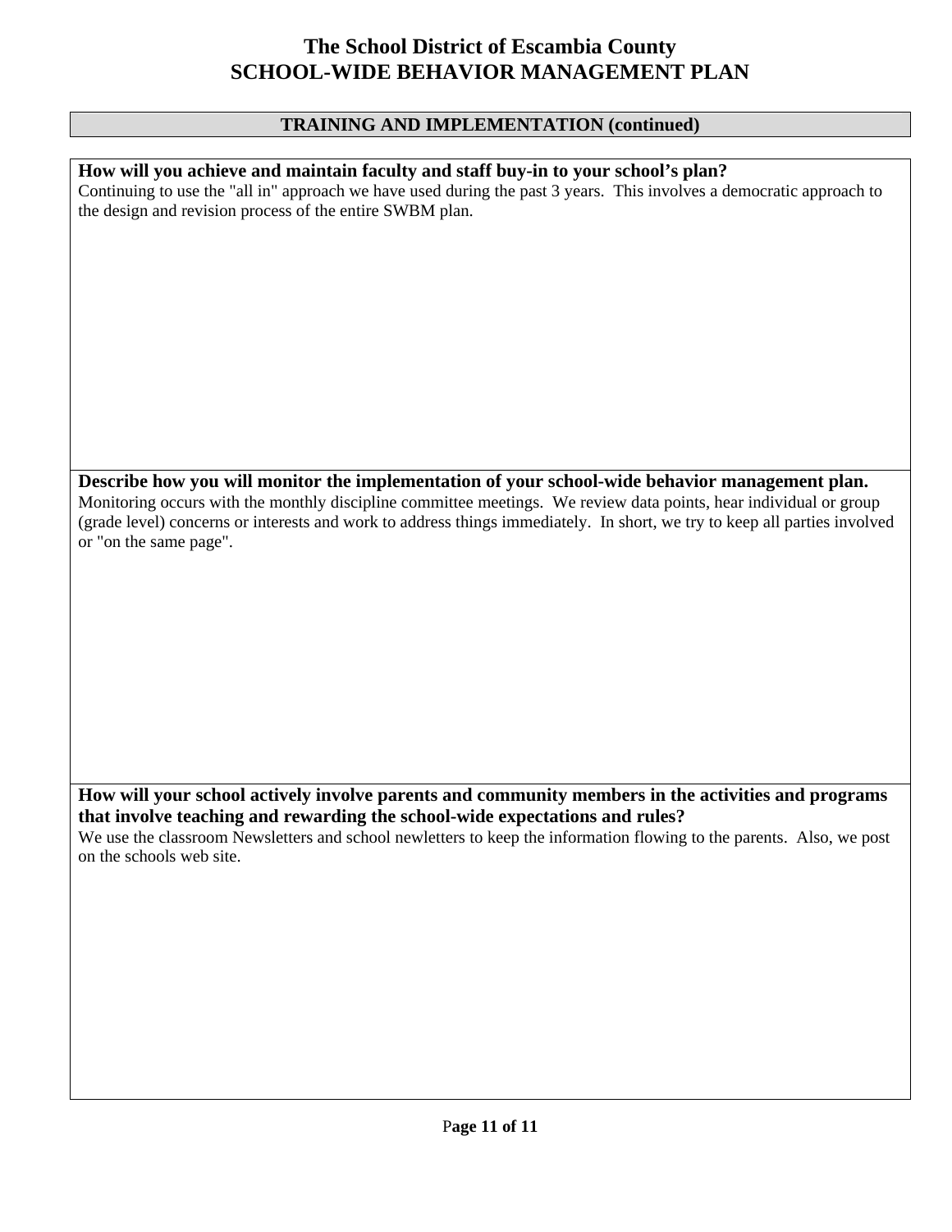# The School District of Escambia County
# SCHOOL-WIDE BEHAVIOR MANAGEMENT PLAN

## TRAINING AND IMPLEMENTATION (continued)

**How will you achieve and maintain faculty and staff buy-in to your school's plan?**

Continuing to use the "all in" approach we have used during the past 3 years. This involves a democratic approach to the design and revision process of the entire SWBM plan.

**Describe how you will monitor the implementation of your school-wide behavior management plan.**

Monitoring occurs with the monthly discipline committee meetings. We review data points, hear individual or group (grade level) concerns or interests and work to address things immediately. In short, we try to keep all parties involved or "on the same page".

**How will your school actively involve parents and community members in the activities and programs that involve teaching and rewarding the school-wide expectations and rules?**

We use the classroom Newsletters and school newletters to keep the information flowing to the parents. Also, we post on the schools web site.